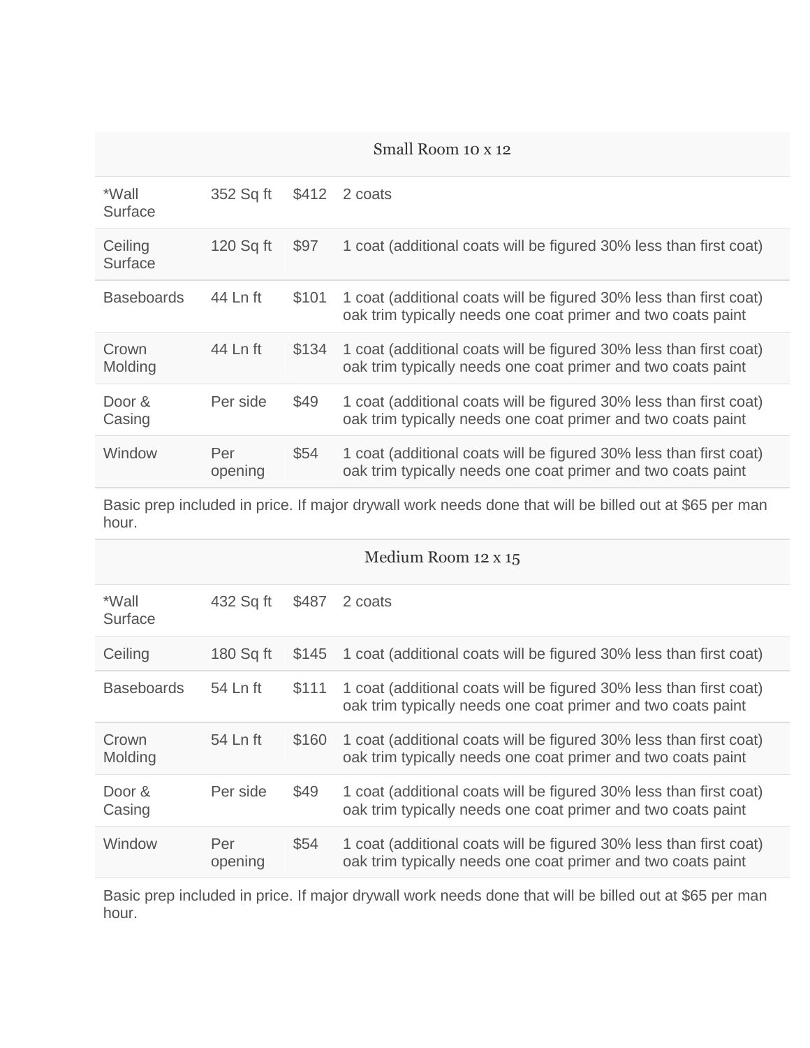| Small Room 10 x 12 | | | |
|---|---|---|---|
| *Wall Surface | 352 Sq ft | $412 | 2 coats |
| Ceiling Surface | 120 Sq ft | $97 | 1 coat (additional coats will be figured 30% less than first coat) |
| Baseboards | 44 Ln ft | $101 | 1 coat (additional coats will be figured 30% less than first coat) oak trim typically needs one coat primer and two coats paint |
| Crown Molding | 44 Ln ft | $134 | 1 coat (additional coats will be figured 30% less than first coat) oak trim typically needs one coat primer and two coats paint |
| Door & Casing | Per side | $49 | 1 coat (additional coats will be figured 30% less than first coat) oak trim typically needs one coat primer and two coats paint |
| Window | Per opening | $54 | 1 coat (additional coats will be figured 30% less than first coat) oak trim typically needs one coat primer and two coats paint |
| Basic prep included in price. If major drywall work needs done that will be billed out at $65 per man hour. | | | |

| Medium Room 12 x 15 | | | |
|---|---|---|---|
| *Wall Surface | 432 Sq ft | $487 | 2 coats |
| Ceiling | 180 Sq ft | $145 | 1 coat (additional coats will be figured 30% less than first coat) |
| Baseboards | 54 Ln ft | $111 | 1 coat (additional coats will be figured 30% less than first coat) oak trim typically needs one coat primer and two coats paint |
| Crown Molding | 54 Ln ft | $160 | 1 coat (additional coats will be figured 30% less than first coat) oak trim typically needs one coat primer and two coats paint |
| Door & Casing | Per side | $49 | 1 coat (additional coats will be figured 30% less than first coat) oak trim typically needs one coat primer and two coats paint |
| Window | Per opening | $54 | 1 coat (additional coats will be figured 30% less than first coat) oak trim typically needs one coat primer and two coats paint |
| Basic prep included in price. If major drywall work needs done that will be billed out at $65 per man hour. | | | |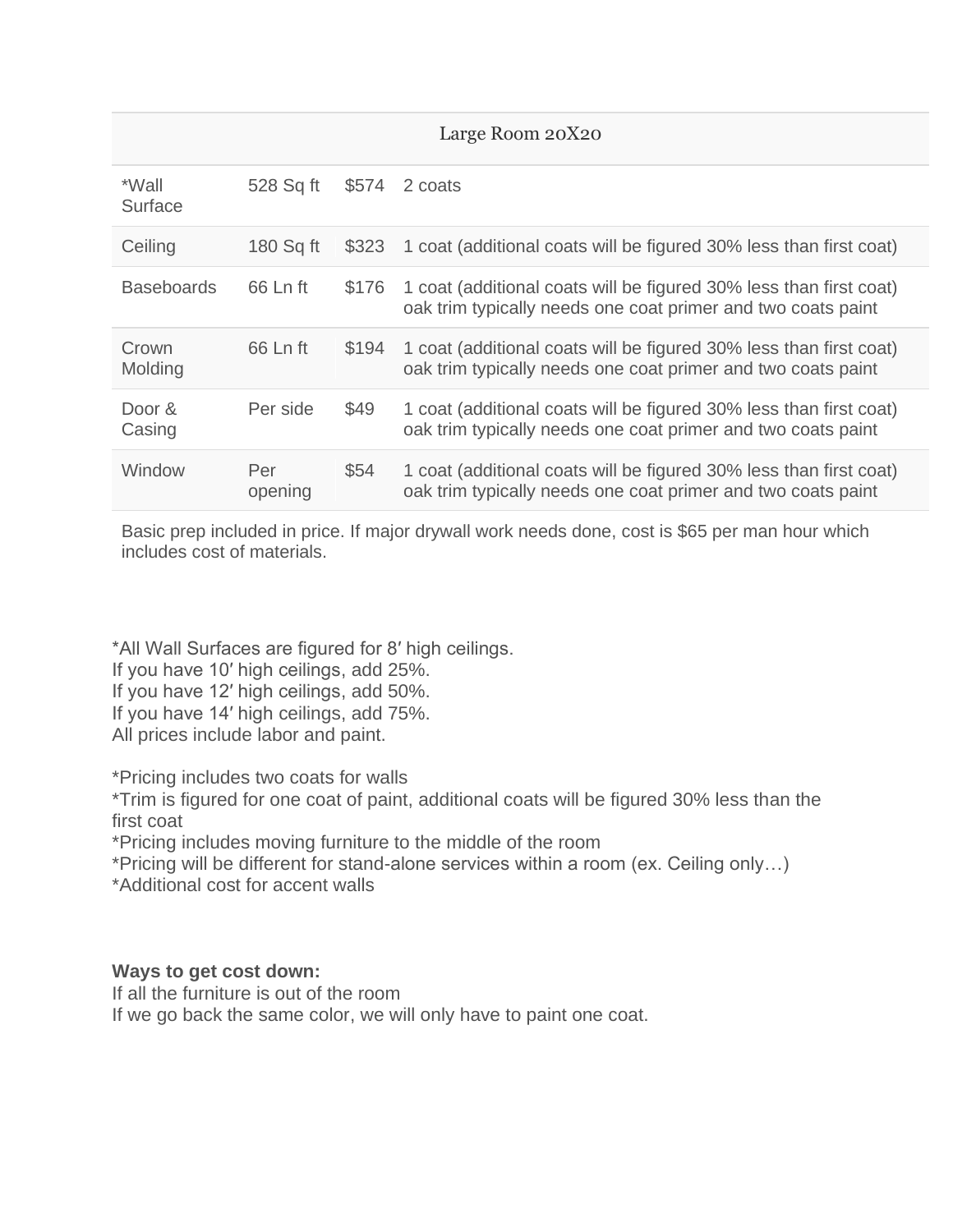| Large Room 20X20 | | | |
|---|---|---|---|
| *Wall Surface | 528 Sq ft | $574 | 2 coats |
| Ceiling | 180 Sq ft | $323 | 1 coat (additional coats will be figured 30% less than first coat) |
| Baseboards | 66 Ln ft | $176 | 1 coat (additional coats will be figured 30% less than first coat) oak trim typically needs one coat primer and two coats paint |
| Crown Molding | 66 Ln ft | $194 | 1 coat (additional coats will be figured 30% less than first coat) oak trim typically needs one coat primer and two coats paint |
| Door & Casing | Per side | $49 | 1 coat (additional coats will be figured 30% less than first coat) oak trim typically needs one coat primer and two coats paint |
| Window | Per opening | $54 | 1 coat (additional coats will be figured 30% less than first coat) oak trim typically needs one coat primer and two coats paint |

Basic prep included in price. If major drywall work needs done, cost is $65 per man hour which includes cost of materials.

*All Wall Surfaces are figured for 8′ high ceilings.
If you have 10′ high ceilings, add 25%.
If you have 12′ high ceilings, add 50%.
If you have 14′ high ceilings, add 75%.
All prices include labor and paint.

*Pricing includes two coats for walls
*Trim is figured for one coat of paint, additional coats will be figured 30% less than the first coat
*Pricing includes moving furniture to the middle of the room
*Pricing will be different for stand-alone services within a room (ex. Ceiling only…)
*Additional cost for accent walls

**Ways to get cost down:**
If all the furniture is out of the room
If we go back the same color, we will only have to paint one coat.